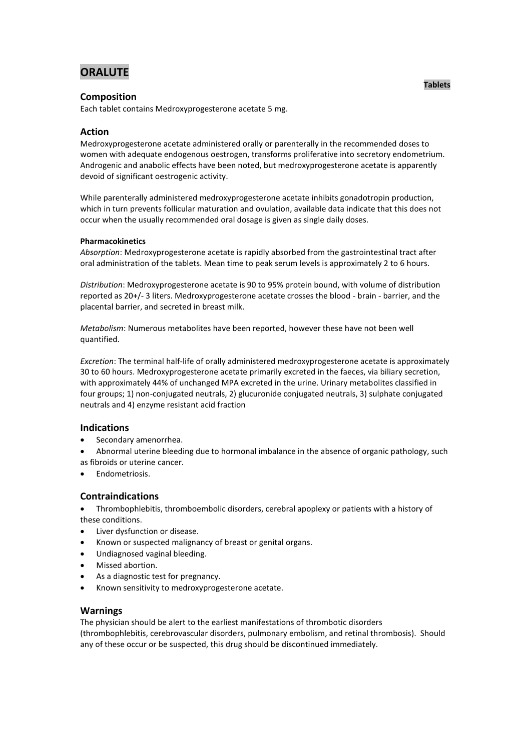# ORALUTE

**Tablets**

## Composition

Each tablet contains Medroxyprogesterone acetate 5 mg.

## Action

Medroxyprogesterone acetate administered orally or parenterally in the recommended doses to women with adequate endogenous oestrogen, transforms proliferative into secretory endometrium. Androgenic and anabolic effects have been noted, but medroxyprogesterone acetate is apparently devoid of significant oestrogenic activity.

While parenterally administered medroxyprogesterone acetate inhibits gonadotropin production, which in turn prevents follicular maturation and ovulation, available data indicate that this does not occur when the usually recommended oral dosage is given as single daily doses.

#### Pharmacokinetics

*Absorption*: Medroxyprogesterone acetate is rapidly absorbed from the gastrointestinal tract after oral administration of the tablets. Mean time to peak serum levels is approximately 2 to 6 hours.

*Distribution*: Medroxyprogesterone acetate is 90 to 95% protein bound, with volume of distribution reported as 20+/- 3 liters. Medroxyprogesterone acetate crosses the blood - brain - barrier, and the placental barrier, and secreted in breast milk.

*Metabolism*: Numerous metabolites have been reported, however these have not been well quantified.

*Excretion*: The terminal half-life of orally administered medroxyprogesterone acetate is approximately 30 to 60 hours. Medroxyprogesterone acetate primarily excreted in the faeces, via biliary secretion, with approximately 44% of unchanged MPA excreted in the urine. Urinary metabolites classified in four groups; 1) non-conjugated neutrals, 2) glucuronide conjugated neutrals, 3) sulphate conjugated neutrals and 4) enzyme resistant acid fraction

## Indications

- Secondary amenorrhea.
- Abnormal uterine bleeding due to hormonal imbalance in the absence of organic pathology, such as fibroids or uterine cancer.
- Endometriosis.

## Contraindications

- Thrombophlebitis, thromboembolic disorders, cerebral apoplexy or patients with a history of these conditions.
- Liver dysfunction or disease.
- Known or suspected malignancy of breast or genital organs.
- Undiagnosed vaginal bleeding.
- Missed abortion.
- As a diagnostic test for pregnancy.
- Known sensitivity to medroxyprogesterone acetate.

## Warnings

The physician should be alert to the earliest manifestations of thrombotic disorders (thrombophlebitis, cerebrovascular disorders, pulmonary embolism, and retinal thrombosis). Should any of these occur or be suspected, this drug should be discontinued immediately.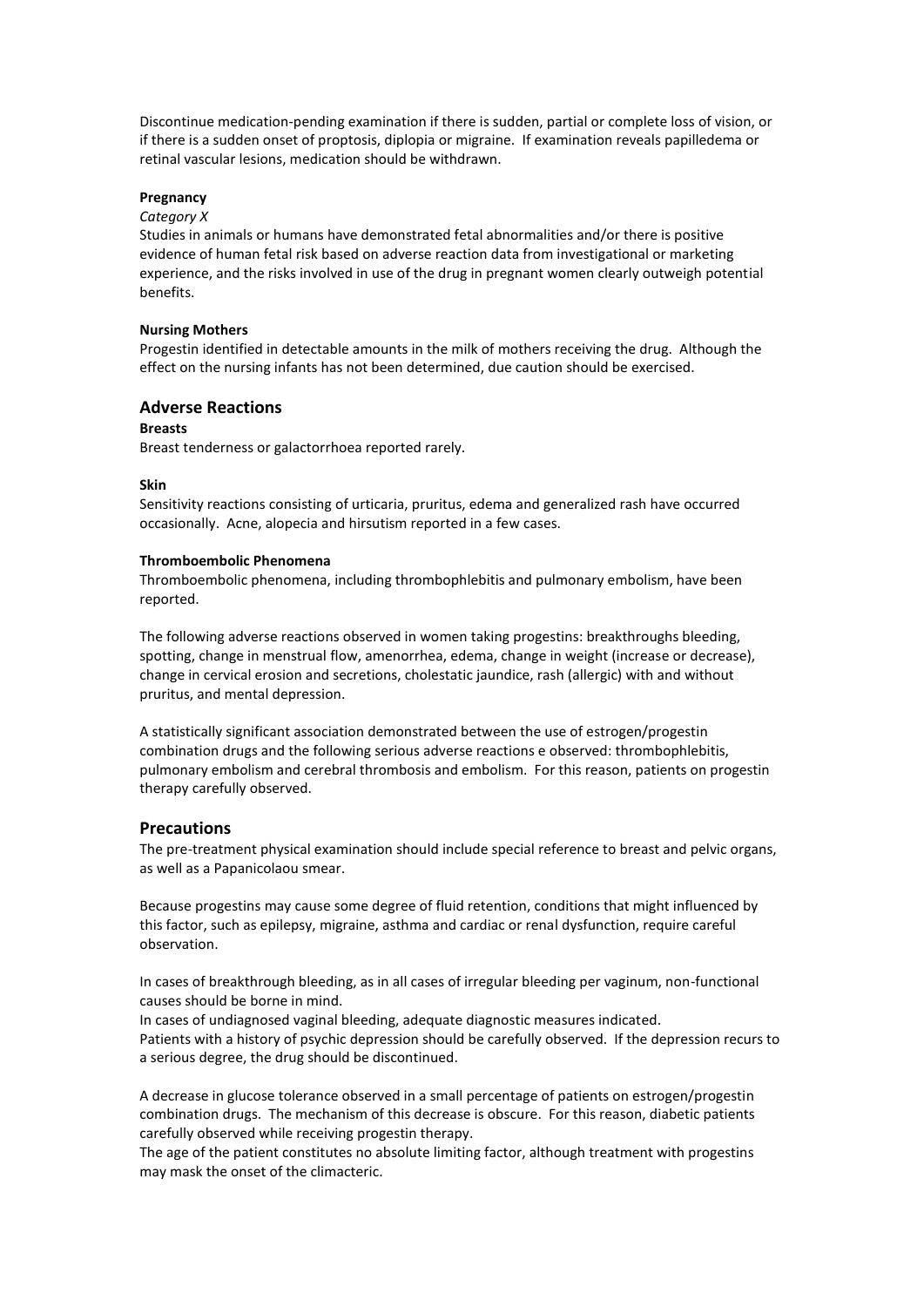Discontinue medication-pending examination if there is sudden, partial or complete loss of vision, or if there is a sudden onset of proptosis, diplopia or migraine. If examination reveals papilledema or retinal vascular lesions, medication should be withdrawn.

**Pregnancy**

*Category X*

Studies in animals or humans have demonstrated fetal abnormalities and/or there is positive evidence of human fetal risk based on adverse reaction data from investigational or marketing experience, and the risks involved in use of the drug in pregnant women clearly outweigh potential benefits.

**Nursing Mothers**

Progestin identified in detectable amounts in the milk of mothers receiving the drug. Although the effect on the nursing infants has not been determined, due caution should be exercised.

## Adverse Reactions

**Breasts**

Breast tenderness or galactorrhoea reported rarely.

**Skin**

Sensitivity reactions consisting of urticaria, pruritus, edema and generalized rash have occurred occasionally. Acne, alopecia and hirsutism reported in a few cases.

**Thromboembolic Phenomena**

Thromboembolic phenomena, including thrombophlebitis and pulmonary embolism, have been reported.

The following adverse reactions observed in women taking progestins: breakthroughs bleeding, spotting, change in menstrual flow, amenorrhea, edema, change in weight (increase or decrease), change in cervical erosion and secretions, cholestatic jaundice, rash (allergic) with and without pruritus, and mental depression.

A statistically significant association demonstrated between the use of estrogen/progestin combination drugs and the following serious adverse reactions e observed: thrombophlebitis, pulmonary embolism and cerebral thrombosis and embolism. For this reason, patients on progestin therapy carefully observed.

## Precautions

The pre-treatment physical examination should include special reference to breast and pelvic organs, as well as a Papanicolaou smear.

Because progestins may cause some degree of fluid retention, conditions that might influenced by this factor, such as epilepsy, migraine, asthma and cardiac or renal dysfunction, require careful observation.

In cases of breakthrough bleeding, as in all cases of irregular bleeding per vaginum, non-functional causes should be borne in mind.
In cases of undiagnosed vaginal bleeding, adequate diagnostic measures indicated.
Patients with a history of psychic depression should be carefully observed. If the depression recurs to a serious degree, the drug should be discontinued.

A decrease in glucose tolerance observed in a small percentage of patients on estrogen/progestin combination drugs. The mechanism of this decrease is obscure. For this reason, diabetic patients carefully observed while receiving progestin therapy.
The age of the patient constitutes no absolute limiting factor, although treatment with progestins may mask the onset of the climacteric.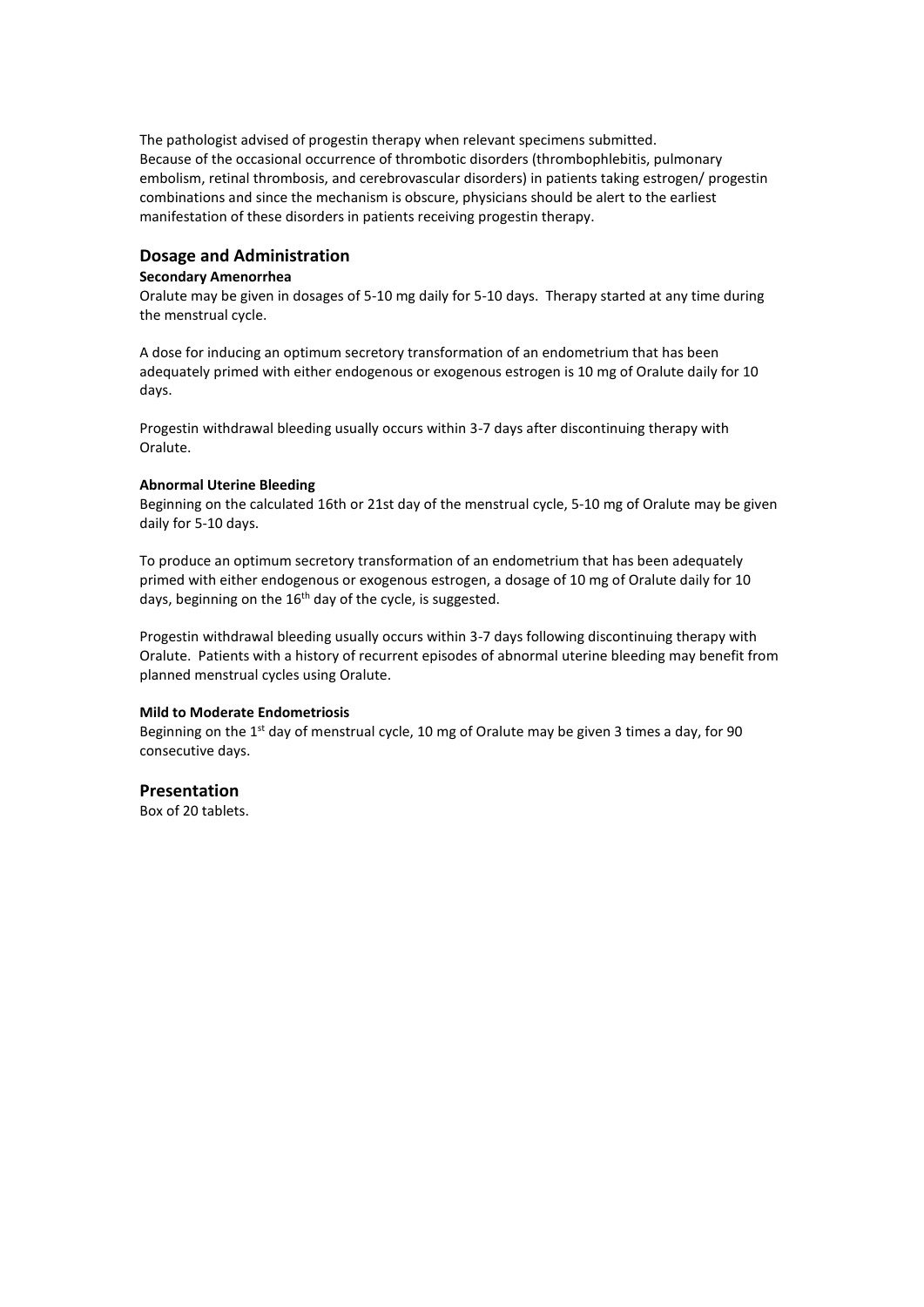The pathologist advised of progestin therapy when relevant specimens submitted.
Because of the occasional occurrence of thrombotic disorders (thrombophlebitis, pulmonary embolism, retinal thrombosis, and cerebrovascular disorders) in patients taking estrogen/ progestin combinations and since the mechanism is obscure, physicians should be alert to the earliest manifestation of these disorders in patients receiving progestin therapy.

## Dosage and Administration

**Secondary Amenorrhea**

Oralute may be given in dosages of 5-10 mg daily for 5-10 days. Therapy started at any time during the menstrual cycle.

A dose for inducing an optimum secretory transformation of an endometrium that has been adequately primed with either endogenous or exogenous estrogen is 10 mg of Oralute daily for 10 days.

Progestin withdrawal bleeding usually occurs within 3-7 days after discontinuing therapy with Oralute.

**Abnormal Uterine Bleeding**

Beginning on the calculated 16th or 21st day of the menstrual cycle, 5-10 mg of Oralute may be given daily for 5-10 days.

To produce an optimum secretory transformation of an endometrium that has been adequately primed with either endogenous or exogenous estrogen, a dosage of 10 mg of Oralute daily for 10 days, beginning on the 16th day of the cycle, is suggested.

Progestin withdrawal bleeding usually occurs within 3-7 days following discontinuing therapy with Oralute. Patients with a history of recurrent episodes of abnormal uterine bleeding may benefit from planned menstrual cycles using Oralute.

**Mild to Moderate Endometriosis**

Beginning on the 1st day of menstrual cycle, 10 mg of Oralute may be given 3 times a day, for 90 consecutive days.

## Presentation

Box of 20 tablets.